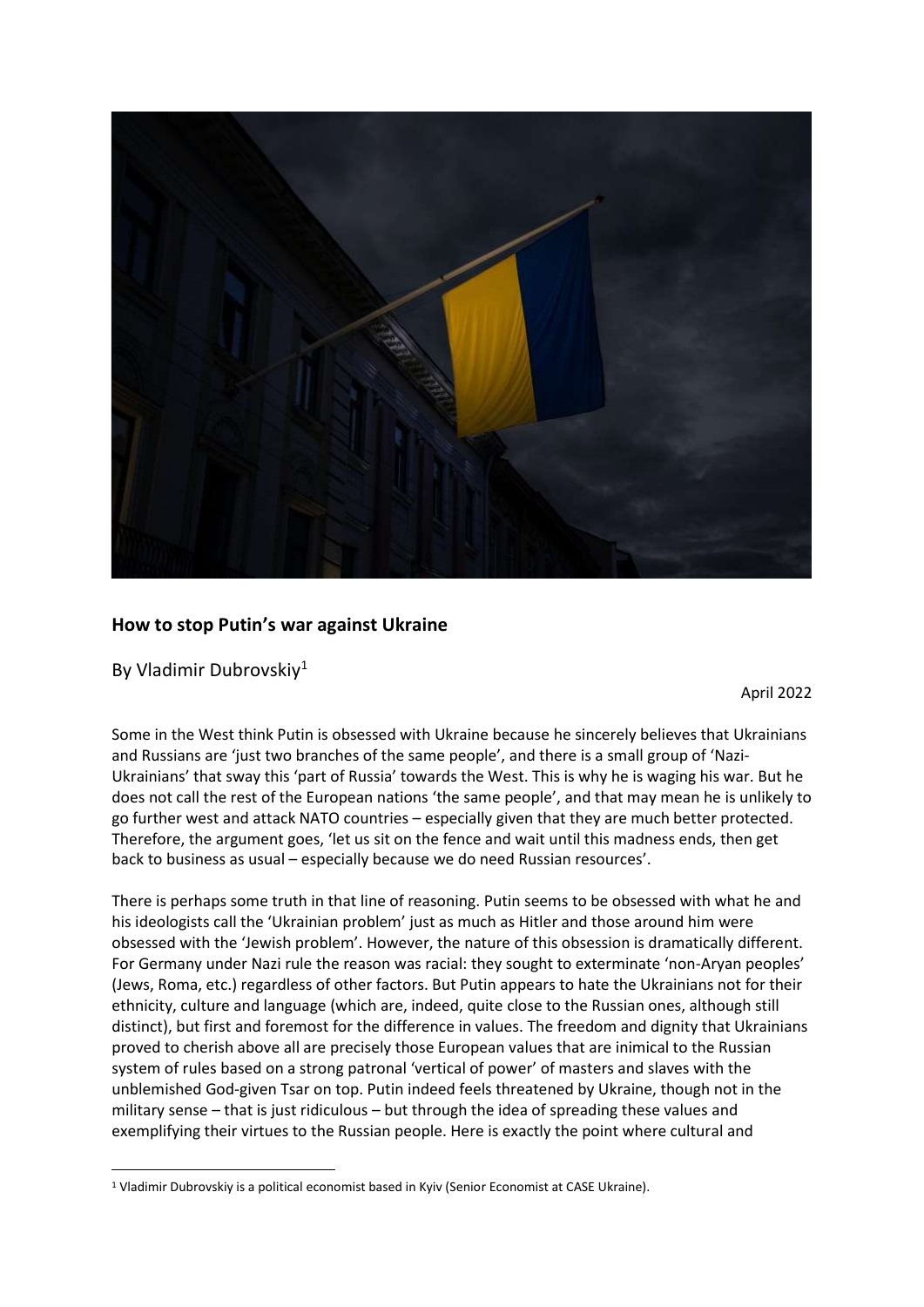## How to stop Putin's war against Ukraine

By Vladimir Dubrovskiy[1]

April 2022

Some in the West think Putin is obsessed with Ukraine because he sincerely believes that Ukrainians and Russians are 'just two branches of the same people', and there is a small group of 'Nazi-Ukrainians' that sway this 'part of Russia' towards the West. This is why he is waging his war. But he does not call the rest of the European nations 'the same people', and that may mean he is unlikely to go further west and attack NATO countries – especially given that they are much better protected. Therefore, the argument goes, 'let us sit on the fence and wait until this madness ends, then get back to business as usual – especially because we do need Russian resources'.

There is perhaps some truth in that line of reasoning. Putin seems to be obsessed with what he and his ideologists call the 'Ukrainian problem' just as much as Hitler and those around him were obsessed with the 'Jewish problem'. However, the nature of this obsession is dramatically different. For Germany under Nazi rule the reason was racial: they sought to exterminate 'non-Aryan peoples' (Jews, Roma, etc.) regardless of other factors. But Putin appears to hate the Ukrainians not for their ethnicity, culture and language (which are, indeed, quite close to the Russian ones, although still distinct), but first and foremost for the difference in values. The freedom and dignity that Ukrainians proved to cherish above all are precisely those European values that are inimical to the Russian system of rules based on a strong patronal 'vertical of power' of masters and slaves with the unblemished God-given Tsar on top. Putin indeed feels threatened by Ukraine, though not in the military sense – that is just ridiculous – but through the idea of spreading these values and exemplifying their virtues to the Russian people. Here is exactly the point where cultural and

[1] Vladimir Dubrovskiy is a political economist based in Kyiv (Senior Economist at CASE Ukraine).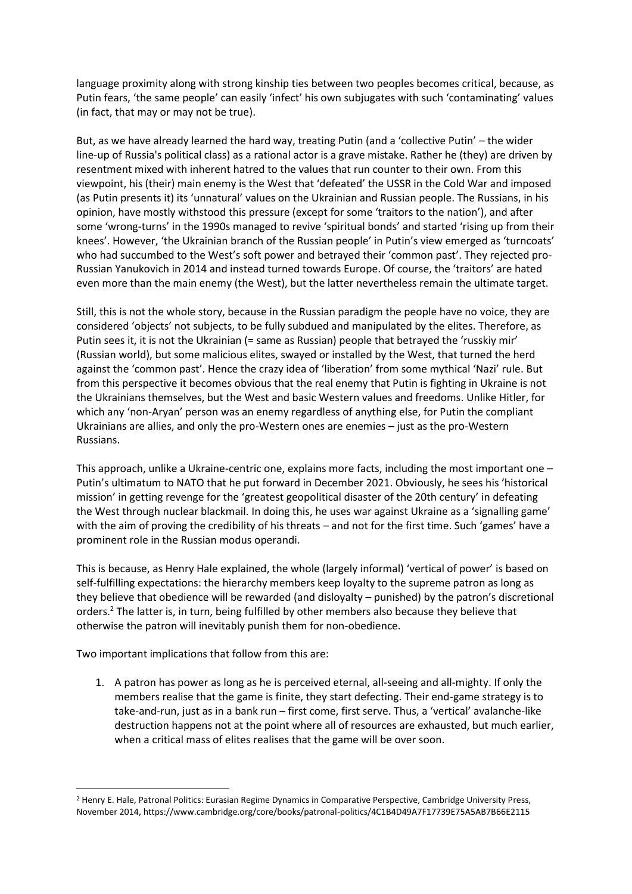language proximity along with strong kinship ties between two peoples becomes critical, because, as Putin fears, 'the same people' can easily 'infect' his own subjugates with such 'contaminating' values (in fact, that may or may not be true).

But, as we have already learned the hard way, treating Putin (and a 'collective Putin' – the wider line-up of Russia's political class) as a rational actor is a grave mistake. Rather he (they) are driven by resentment mixed with inherent hatred to the values that run counter to their own. From this viewpoint, his (their) main enemy is the West that 'defeated' the USSR in the Cold War and imposed (as Putin presents it) its 'unnatural' values on the Ukrainian and Russian people. The Russians, in his opinion, have mostly withstood this pressure (except for some 'traitors to the nation'), and after some 'wrong-turns' in the 1990s managed to revive 'spiritual bonds' and started 'rising up from their knees'. However, 'the Ukrainian branch of the Russian people' in Putin's view emerged as 'turncoats' who had succumbed to the West's soft power and betrayed their 'common past'. They rejected pro-Russian Yanukovich in 2014 and instead turned towards Europe. Of course, the 'traitors' are hated even more than the main enemy (the West), but the latter nevertheless remain the ultimate target.

Still, this is not the whole story, because in the Russian paradigm the people have no voice, they are considered 'objects' not subjects, to be fully subdued and manipulated by the elites. Therefore, as Putin sees it, it is not the Ukrainian (= same as Russian) people that betrayed the 'russkiy mir' (Russian world), but some malicious elites, swayed or installed by the West, that turned the herd against the 'common past'. Hence the crazy idea of 'liberation' from some mythical 'Nazi' rule. But from this perspective it becomes obvious that the real enemy that Putin is fighting in Ukraine is not the Ukrainians themselves, but the West and basic Western values and freedoms. Unlike Hitler, for which any 'non-Aryan' person was an enemy regardless of anything else, for Putin the compliant Ukrainians are allies, and only the pro-Western ones are enemies – just as the pro-Western Russians.

This approach, unlike a Ukraine-centric one, explains more facts, including the most important one – Putin's ultimatum to NATO that he put forward in December 2021. Obviously, he sees his 'historical mission' in getting revenge for the 'greatest geopolitical disaster of the 20th century' in defeating the West through nuclear blackmail. In doing this, he uses war against Ukraine as a 'signalling game' with the aim of proving the credibility of his threats – and not for the first time. Such 'games' have a prominent role in the Russian modus operandi.

This is because, as Henry Hale explained, the whole (largely informal) 'vertical of power' is based on self-fulfilling expectations: the hierarchy members keep loyalty to the supreme patron as long as they believe that obedience will be rewarded (and disloyalty – punished) by the patron's discretional orders.[2] The latter is, in turn, being fulfilled by other members also because they believe that otherwise the patron will inevitably punish them for non-obedience.

Two important implications that follow from this are:

1. A patron has power as long as he is perceived eternal, all-seeing and all-mighty. If only the members realise that the game is finite, they start defecting. Their end-game strategy is to take-and-run, just as in a bank run – first come, first serve. Thus, a 'vertical' avalanche-like destruction happens not at the point where all of resources are exhausted, but much earlier, when a critical mass of elites realises that the game will be over soon.

---

[2] Henry E. Hale, Patronal Politics: Eurasian Regime Dynamics in Comparative Perspective, Cambridge University Press, November 2014, https://www.cambridge.org/core/books/patronal-politics/4C1B4D49A7F17739E75A5AB7B66E2115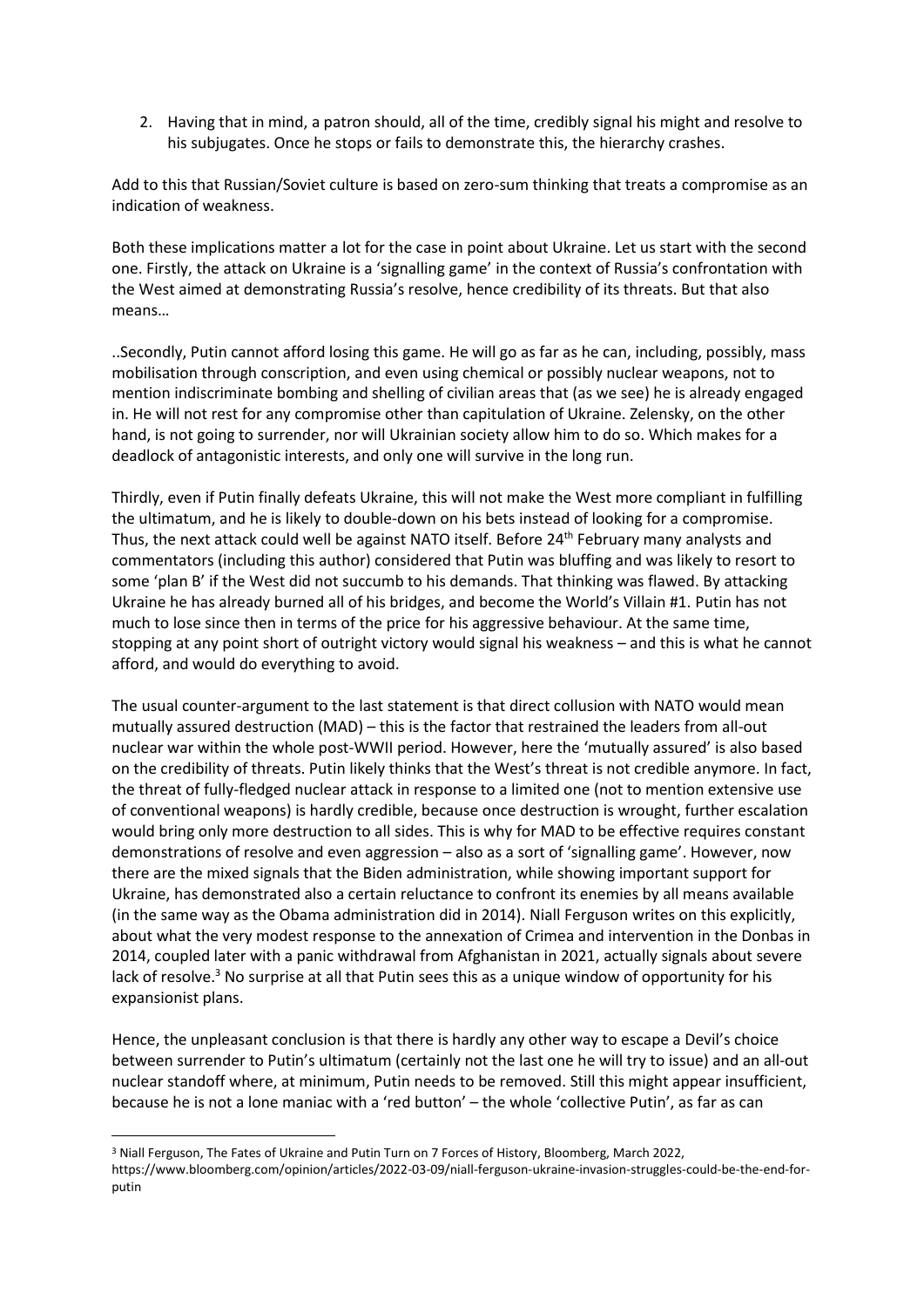2. Having that in mind, a patron should, all of the time, credibly signal his might and resolve to his subjugates. Once he stops or fails to demonstrate this, the hierarchy crashes.

Add to this that Russian/Soviet culture is based on zero-sum thinking that treats a compromise as an indication of weakness.

Both these implications matter a lot for the case in point about Ukraine. Let us start with the second one. Firstly, the attack on Ukraine is a 'signalling game' in the context of Russia's confrontation with the West aimed at demonstrating Russia's resolve, hence credibility of its threats. But that also means…

..Secondly, Putin cannot afford losing this game. He will go as far as he can, including, possibly, mass mobilisation through conscription, and even using chemical or possibly nuclear weapons, not to mention indiscriminate bombing and shelling of civilian areas that (as we see) he is already engaged in. He will not rest for any compromise other than capitulation of Ukraine. Zelensky, on the other hand, is not going to surrender, nor will Ukrainian society allow him to do so. Which makes for a deadlock of antagonistic interests, and only one will survive in the long run.

Thirdly, even if Putin finally defeats Ukraine, this will not make the West more compliant in fulfilling the ultimatum, and he is likely to double-down on his bets instead of looking for a compromise. Thus, the next attack could well be against NATO itself. Before 24th February many analysts and commentators (including this author) considered that Putin was bluffing and was likely to resort to some 'plan B' if the West did not succumb to his demands. That thinking was flawed. By attacking Ukraine he has already burned all of his bridges, and become the World's Villain #1. Putin has not much to lose since then in terms of the price for his aggressive behaviour. At the same time, stopping at any point short of outright victory would signal his weakness – and this is what he cannot afford, and would do everything to avoid.

The usual counter-argument to the last statement is that direct collusion with NATO would mean mutually assured destruction (MAD) – this is the factor that restrained the leaders from all-out nuclear war within the whole post-WWII period. However, here the 'mutually assured' is also based on the credibility of threats. Putin likely thinks that the West's threat is not credible anymore. In fact, the threat of fully-fledged nuclear attack in response to a limited one (not to mention extensive use of conventional weapons) is hardly credible, because once destruction is wrought, further escalation would bring only more destruction to all sides. This is why for MAD to be effective requires constant demonstrations of resolve and even aggression – also as a sort of 'signalling game'. However, now there are the mixed signals that the Biden administration, while showing important support for Ukraine, has demonstrated also a certain reluctance to confront its enemies by all means available (in the same way as the Obama administration did in 2014). Niall Ferguson writes on this explicitly, about what the very modest response to the annexation of Crimea and intervention in the Donbas in 2014, coupled later with a panic withdrawal from Afghanistan in 2021, actually signals about severe lack of resolve.[3] No surprise at all that Putin sees this as a unique window of opportunity for his expansionist plans.

Hence, the unpleasant conclusion is that there is hardly any other way to escape a Devil's choice between surrender to Putin's ultimatum (certainly not the last one he will try to issue) and an all-out nuclear standoff where, at minimum, Putin needs to be removed. Still this might appear insufficient, because he is not a lone maniac with a 'red button' – the whole 'collective Putin', as far as can

---

[3] Niall Ferguson, The Fates of Ukraine and Putin Turn on 7 Forces of History, Bloomberg, March 2022, https://www.bloomberg.com/opinion/articles/2022-03-09/niall-ferguson-ukraine-invasion-struggles-could-be-the-end-for-putin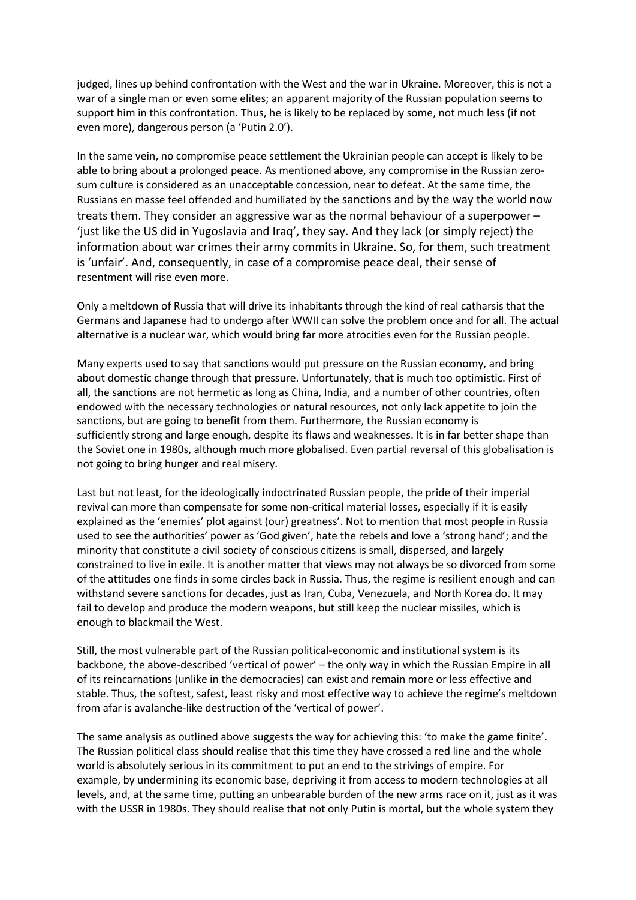judged, lines up behind confrontation with the West and the war in Ukraine. Moreover, this is not a war of a single man or even some elites; an apparent majority of the Russian population seems to support him in this confrontation. Thus, he is likely to be replaced by some, not much less (if not even more), dangerous person (a 'Putin 2.0').

In the same vein, no compromise peace settlement the Ukrainian people can accept is likely to be able to bring about a prolonged peace. As mentioned above, any compromise in the Russian zero-sum culture is considered as an unacceptable concession, near to defeat. At the same time, the Russians en masse feel offended and humiliated by the sanctions and by the way the world now treats them. They consider an aggressive war as the normal behaviour of a superpower – 'just like the US did in Yugoslavia and Iraq', they say. And they lack (or simply reject) the information about war crimes their army commits in Ukraine. So, for them, such treatment is 'unfair'. And, consequently, in case of a compromise peace deal, their sense of resentment will rise even more.

Only a meltdown of Russia that will drive its inhabitants through the kind of real catharsis that the Germans and Japanese had to undergo after WWII can solve the problem once and for all. The actual alternative is a nuclear war, which would bring far more atrocities even for the Russian people.

Many experts used to say that sanctions would put pressure on the Russian economy, and bring about domestic change through that pressure. Unfortunately, that is much too optimistic. First of all, the sanctions are not hermetic as long as China, India, and a number of other countries, often endowed with the necessary technologies or natural resources, not only lack appetite to join the sanctions, but are going to benefit from them. Furthermore, the Russian economy is sufficiently strong and large enough, despite its flaws and weaknesses. It is in far better shape than the Soviet one in 1980s, although much more globalised. Even partial reversal of this globalisation is not going to bring hunger and real misery.

Last but not least, for the ideologically indoctrinated Russian people, the pride of their imperial revival can more than compensate for some non-critical material losses, especially if it is easily explained as the 'enemies' plot against (our) greatness'. Not to mention that most people in Russia used to see the authorities' power as 'God given', hate the rebels and love a 'strong hand'; and the minority that constitute a civil society of conscious citizens is small, dispersed, and largely constrained to live in exile. It is another matter that views may not always be so divorced from some of the attitudes one finds in some circles back in Russia. Thus, the regime is resilient enough and can withstand severe sanctions for decades, just as Iran, Cuba, Venezuela, and North Korea do. It may fail to develop and produce the modern weapons, but still keep the nuclear missiles, which is enough to blackmail the West.

Still, the most vulnerable part of the Russian political-economic and institutional system is its backbone, the above-described 'vertical of power' – the only way in which the Russian Empire in all of its reincarnations (unlike in the democracies) can exist and remain more or less effective and stable. Thus, the softest, safest, least risky and most effective way to achieve the regime's meltdown from afar is avalanche-like destruction of the 'vertical of power'.

The same analysis as outlined above suggests the way for achieving this: 'to make the game finite'. The Russian political class should realise that this time they have crossed a red line and the whole world is absolutely serious in its commitment to put an end to the strivings of empire. For example, by undermining its economic base, depriving it from access to modern technologies at all levels, and, at the same time, putting an unbearable burden of the new arms race on it, just as it was with the USSR in 1980s. They should realise that not only Putin is mortal, but the whole system they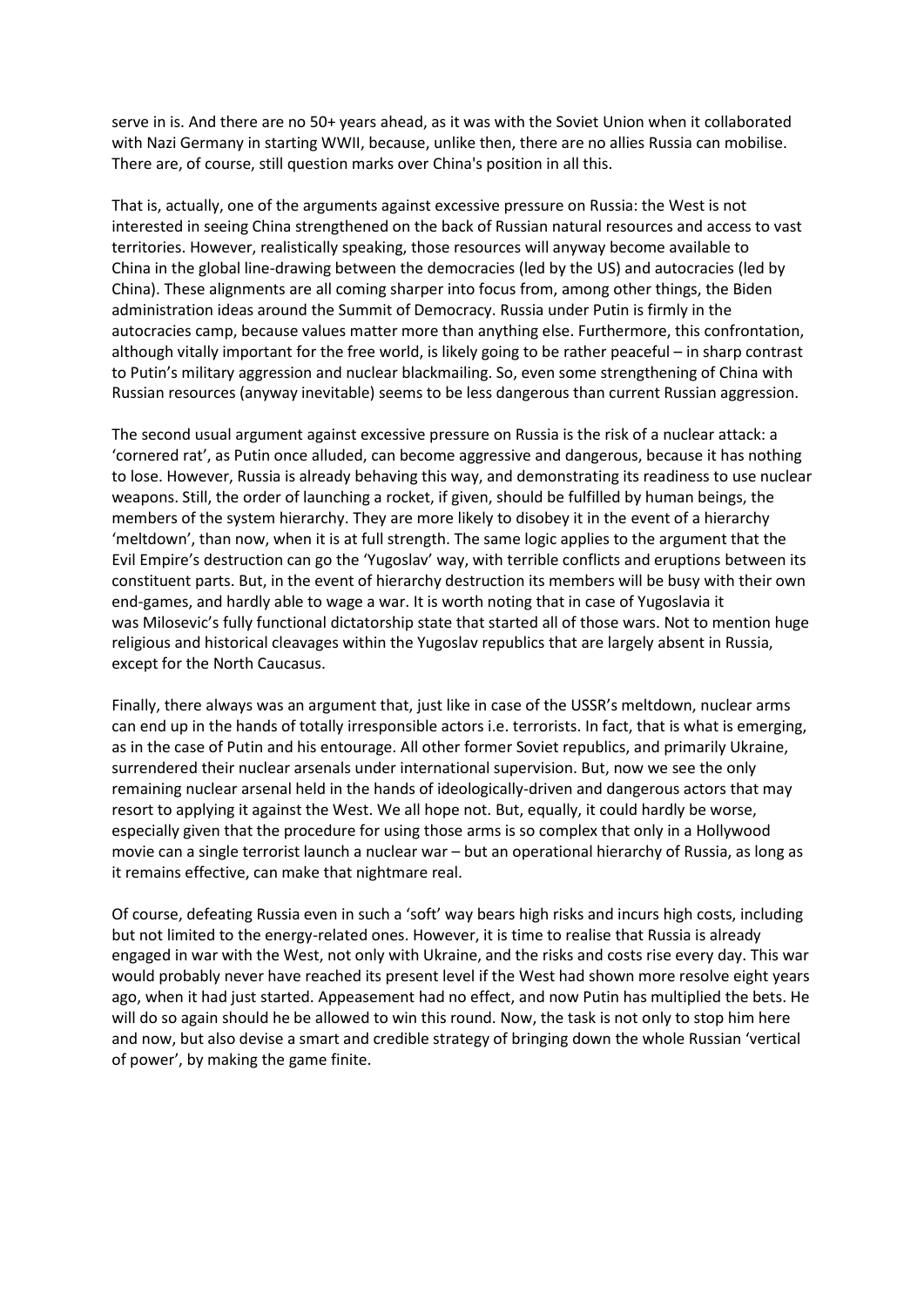serve in is. And there are no 50+ years ahead, as it was with the Soviet Union when it collaborated with Nazi Germany in starting WWII, because, unlike then, there are no allies Russia can mobilise. There are, of course, still question marks over China's position in all this.

That is, actually, one of the arguments against excessive pressure on Russia: the West is not interested in seeing China strengthened on the back of Russian natural resources and access to vast territories. However, realistically speaking, those resources will anyway become available to China in the global line-drawing between the democracies (led by the US) and autocracies (led by China). These alignments are all coming sharper into focus from, among other things, the Biden administration ideas around the Summit of Democracy. Russia under Putin is firmly in the autocracies camp, because values matter more than anything else. Furthermore, this confrontation, although vitally important for the free world, is likely going to be rather peaceful – in sharp contrast to Putin's military aggression and nuclear blackmailing. So, even some strengthening of China with Russian resources (anyway inevitable) seems to be less dangerous than current Russian aggression.

The second usual argument against excessive pressure on Russia is the risk of a nuclear attack: a 'cornered rat', as Putin once alluded, can become aggressive and dangerous, because it has nothing to lose. However, Russia is already behaving this way, and demonstrating its readiness to use nuclear weapons. Still, the order of launching a rocket, if given, should be fulfilled by human beings, the members of the system hierarchy. They are more likely to disobey it in the event of a hierarchy 'meltdown', than now, when it is at full strength. The same logic applies to the argument that the Evil Empire's destruction can go the 'Yugoslav' way, with terrible conflicts and eruptions between its constituent parts. But, in the event of hierarchy destruction its members will be busy with their own end-games, and hardly able to wage a war. It is worth noting that in case of Yugoslavia it was Milosevic's fully functional dictatorship state that started all of those wars. Not to mention huge religious and historical cleavages within the Yugoslav republics that are largely absent in Russia, except for the North Caucasus.

Finally, there always was an argument that, just like in case of the USSR's meltdown, nuclear arms can end up in the hands of totally irresponsible actors i.e. terrorists. In fact, that is what is emerging, as in the case of Putin and his entourage. All other former Soviet republics, and primarily Ukraine, surrendered their nuclear arsenals under international supervision. But, now we see the only remaining nuclear arsenal held in the hands of ideologically-driven and dangerous actors that may resort to applying it against the West. We all hope not. But, equally, it could hardly be worse, especially given that the procedure for using those arms is so complex that only in a Hollywood movie can a single terrorist launch a nuclear war – but an operational hierarchy of Russia, as long as it remains effective, can make that nightmare real.

Of course, defeating Russia even in such a 'soft' way bears high risks and incurs high costs, including but not limited to the energy-related ones. However, it is time to realise that Russia is already engaged in war with the West, not only with Ukraine, and the risks and costs rise every day. This war would probably never have reached its present level if the West had shown more resolve eight years ago, when it had just started. Appeasement had no effect, and now Putin has multiplied the bets. He will do so again should he be allowed to win this round. Now, the task is not only to stop him here and now, but also devise a smart and credible strategy of bringing down the whole Russian 'vertical of power', by making the game finite.